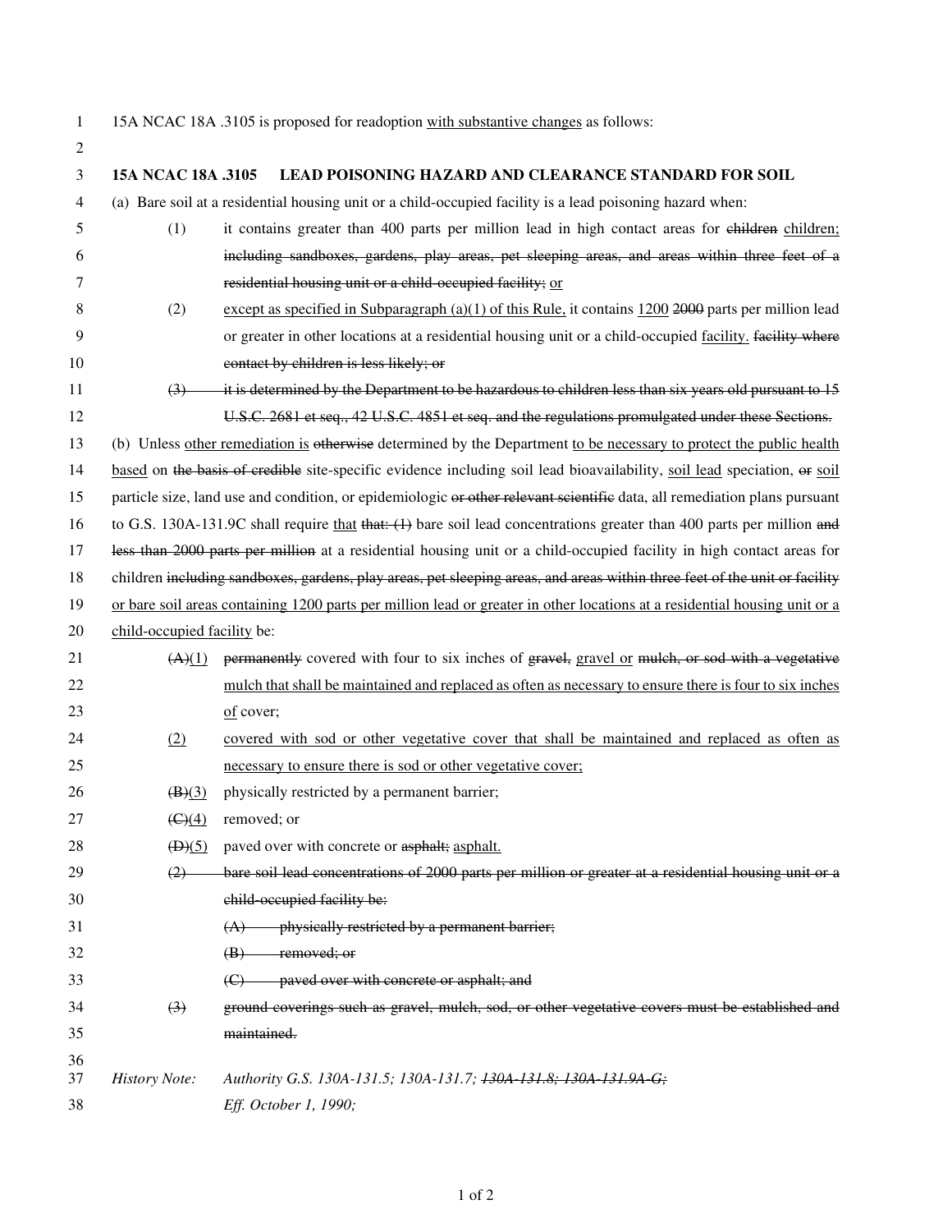15A NCAC 18A .3105 is proposed for readoption <u>with substantive changes</u> as follows:

**15A NCAC 18A .3105 LEAD POISONING HAZARD AND CLEARANCE STANDARD FOR SOIL**

(a) Bare soil at a residential housing unit or a child-occupied facility is a lead poisoning hazard when:

(1) it contains greater than 400 parts per million lead in high contact areas for ~~children~~ <u>children;</u> ~~including sandboxes, gardens, play areas, pet sleeping areas, and areas within three feet of a residential housing unit or a child-occupied facility;~~ <u>or</u>

(2) <u>except as specified in Subparagraph (a)(1) of this Rule,</u> it contains <u>1200</u> ~~2000~~ parts per million lead or greater in other locations at a residential housing unit or a child-occupied <u>facility.</u> ~~facility where contact by children is less likely; or~~

~~(3) it is determined by the Department to be hazardous to children less than six years old pursuant to 15 U.S.C. 2681 et seq., 42 U.S.C. 4851 et seq. and the regulations promulgated under these Sections.~~

(b) Unless <u>other remediation is</u> ~~otherwise~~ determined by the Department <u>to be necessary to protect the public health based</u> on ~~the basis of credible~~ site-specific evidence including soil lead bioavailability, <u>soil lead</u> speciation, ~~or~~ <u>soil</u> particle size, land use and condition, or epidemiologic ~~or other relevant scientific~~ data, all remediation plans pursuant to G.S. 130A-131.9C shall require <u>that</u> ~~that: (1)~~ bare soil lead concentrations greater than 400 parts per million ~~and less than 2000 parts per million~~ at a residential housing unit or a child-occupied facility in high contact areas for children ~~including sandboxes, gardens, play areas, pet sleeping areas, and areas within three feet of the unit or facility~~ <u>or bare soil areas containing 1200 parts per million lead or greater in other locations at a residential housing unit or a child-occupied facility</u> be:

~~(A)~~<u>(1)</u> ~~permanently~~ covered with four to six inches of ~~gravel,~~ <u>gravel or</u> ~~mulch, or sod with a vegetative~~ <u>mulch that shall be maintained and replaced as often as necessary to ensure there is four to six inches of</u> cover;

<u>(2)</u> <u>covered with sod or other vegetative cover that shall be maintained and replaced as often as necessary to ensure there is sod or other vegetative cover;</u>

~~(B)~~<u>(3)</u> physically restricted by a permanent barrier;

~~(C)~~<u>(4)</u> removed; or

~~(D)~~<u>(5)</u> paved over with concrete or ~~asphalt;~~ <u>asphalt.</u>

~~(2) bare soil lead concentrations of 2000 parts per million or greater at a residential housing unit or a child-occupied facility be:~~

~~(A) physically restricted by a permanent barrier;~~

~~(B) removed; or~~

~~(C) paved over with concrete or asphalt; and~~

~~(3) ground coverings such as gravel, mulch, sod, or other vegetative covers must be established and maintained.~~

*History Note: Authority G.S. 130A-131.5; 130A-131.7; ~~130A-131.8; 130A-131.9A-G;~~*
*Eff. October 1, 1990;*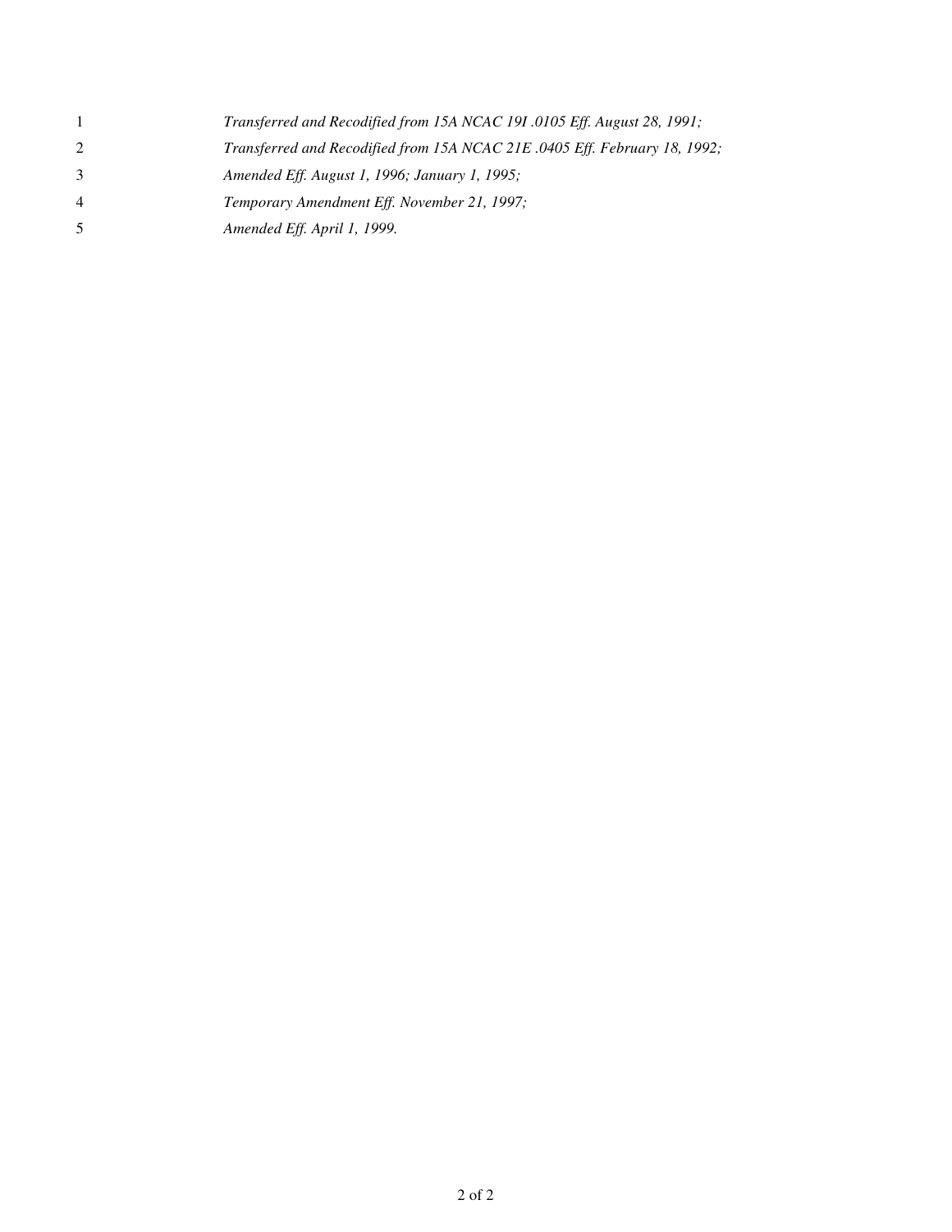*Transferred and Recodified from 15A NCAC 19I .0105 Eff. August 28, 1991;*
*Transferred and Recodified from 15A NCAC 21E .0405 Eff. February 18, 1992;*
*Amended Eff. August 1, 1996; January 1, 1995;*
*Temporary Amendment Eff. November 21, 1997;*
*Amended Eff. April 1, 1999.*